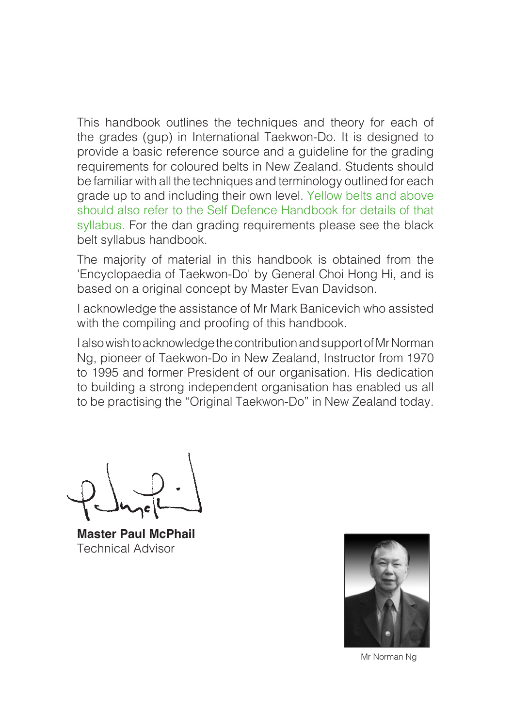This handbook outlines the techniques and theory for each of the grades (gup) in International Taekwon-Do. It is designed to provide a basic reference source and a guideline for the grading requirements for coloured belts in New Zealand. Students should be familiar with all the techniques and terminology outlined for each grade up to and including their own level. Yellow belts and above should also refer to the Self Defence Handbook for details of that syllabus. For the dan grading requirements please see the black belt syllabus handbook.

The majority of material in this handbook is obtained from the 'Encyclopaedia of Taekwon-Do' by General Choi Hong Hi, and is based on a original concept by Master Evan Davidson.

I acknowledge the assistance of Mr Mark Banicevich who assisted with the compiling and proofing of this handbook.

I also wish to acknowledge the contribution and support of Mr Norman Ng, pioneer of Taekwon-Do in New Zealand, Instructor from 1970 to 1995 and former President of our organisation. His dedication to building a strong independent organisation has enabled us all to be practising the "Original Taekwon-Do" in New Zealand today.

**Master Paul McPhail**
Technical Advisor

Mr Norman Ng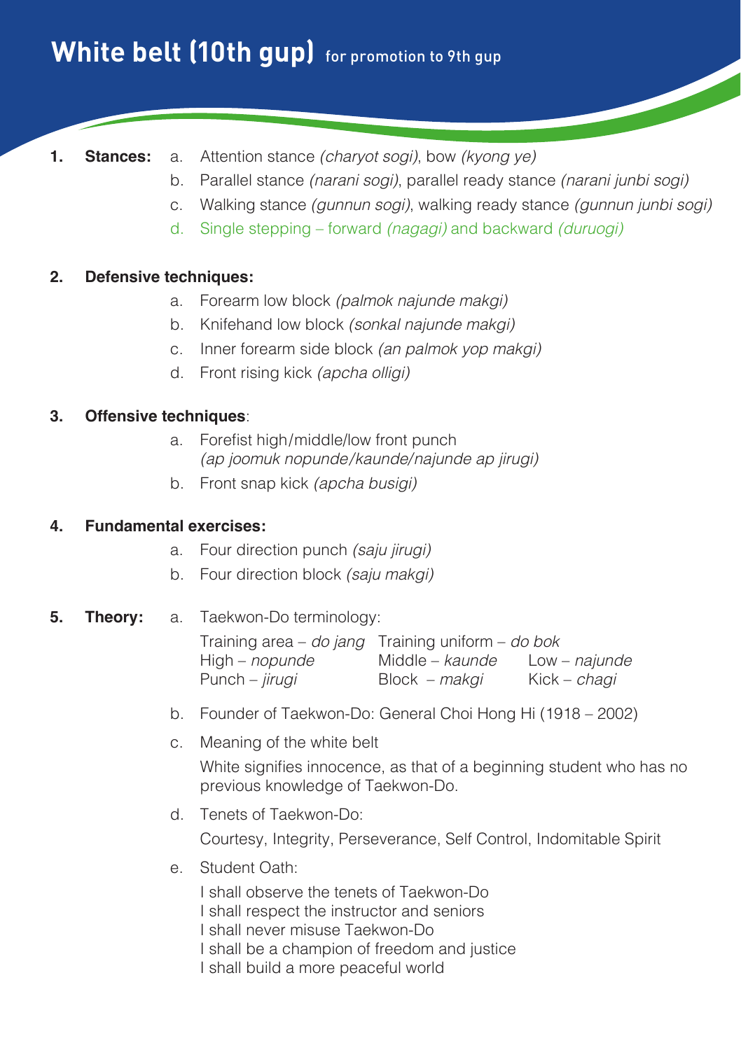# White belt (10th gup) for promotion to 9th gup

1. **Stances:**
   a. Attention stance *(charyot sogi)*, bow *(kyong ye)*
   b. Parallel stance *(narani sogi)*, parallel ready stance *(narani junbi sogi)*
   c. Walking stance *(gunnun sogi)*, walking ready stance *(gunnun junbi sogi)*
   d. Single stepping – forward *(nagagi)* and backward *(duruogi)*

2. **Defensive techniques:**
   a. Forearm low block *(palmok najunde makgi)*
   b. Knifehand low block *(sonkal najunde makgi)*
   c. Inner forearm side block *(an palmok yop makgi)*
   d. Front rising kick *(apcha olligi)*

3. **Offensive techniques**:
   a. Forefist high/middle/low front punch
      *(ap joomuk nopunde/kaunde/najunde ap jirugi)*
   b. Front snap kick *(apcha busigi)*

4. **Fundamental exercises:**
   a. Four direction punch *(saju jirugi)*
   b. Four direction block *(saju makgi)*

5. **Theory:**
   a. Taekwon-Do terminology:

      Training area – *do jang*  Training uniform – *do bok*
      High – *nopunde*  Middle – *kaunde*  Low – *najunde*
      Punch – *jirugi*  Block – *makgi*  Kick – *chagi*

   b. Founder of Taekwon-Do: General Choi Hong Hi (1918 – 2002)
   c. Meaning of the white belt

      White signifies innocence, as that of a beginning student who has no previous knowledge of Taekwon-Do.

   d. Tenets of Taekwon-Do:

      Courtesy, Integrity, Perseverance, Self Control, Indomitable Spirit

   e. Student Oath:

      I shall observe the tenets of Taekwon-Do
      I shall respect the instructor and seniors
      I shall never misuse Taekwon-Do
      I shall be a champion of freedom and justice
      I shall build a more peaceful world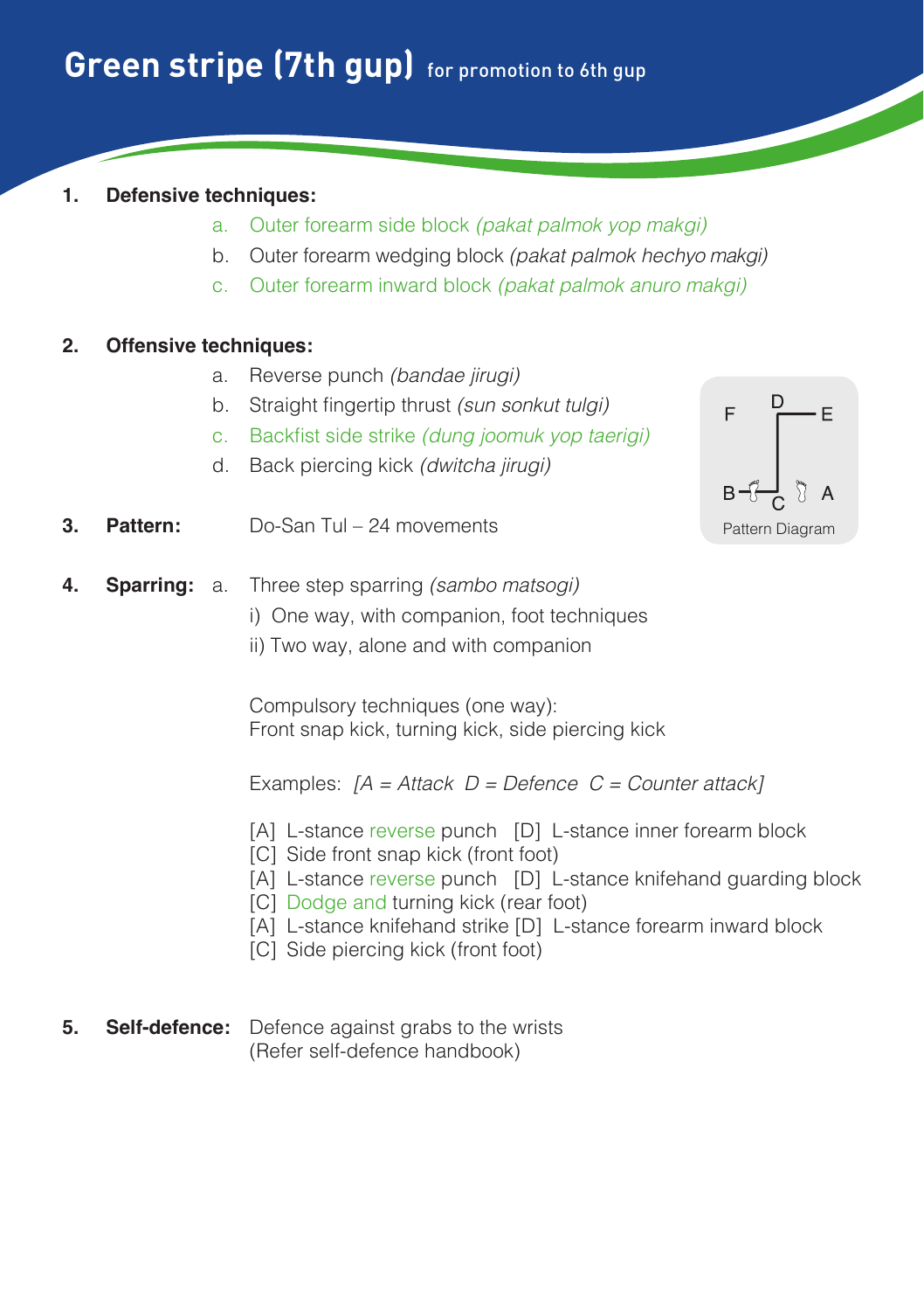# Green stripe (7th gup) for promotion to 6th gup

1. **Defensive techniques:**
   a. Outer forearm side block *(pakat palmok yop makgi)*
   b. Outer forearm wedging block *(pakat palmok hechyo makgi)*
   c. Outer forearm inward block *(pakat palmok anuro makgi)*

2. **Offensive techniques:**
   a. Reverse punch *(bandae jirugi)*
   b. Straight fingertip thrust *(sun sonkut tulgi)*
   c. Backfist side strike *(dung joomuk yop taerigi)*
   d. Back piercing kick *(dwitcha jirugi)*

3. **Pattern:** Do-San Tul – 24 movements

   Pattern Diagram

4. **Sparring:** a. Three step sparring *(sambo matsogi)*
   i) One way, with companion, foot techniques
   ii) Two way, alone and with companion

   Compulsory techniques (one way):
   Front snap kick, turning kick, side piercing kick

   Examples: *[A = Attack D = Defence C = Counter attack]*

   [A] L-stance reverse punch [D] L-stance inner forearm block
   [C] Side front snap kick (front foot)
   [A] L-stance reverse punch [D] L-stance knifehand guarding block
   [C] Dodge and turning kick (rear foot)
   [A] L-stance knifehand strike [D] L-stance forearm inward block
   [C] Side piercing kick (front foot)

5. **Self-defence:** Defence against grabs to the wrists
   (Refer self-defence handbook)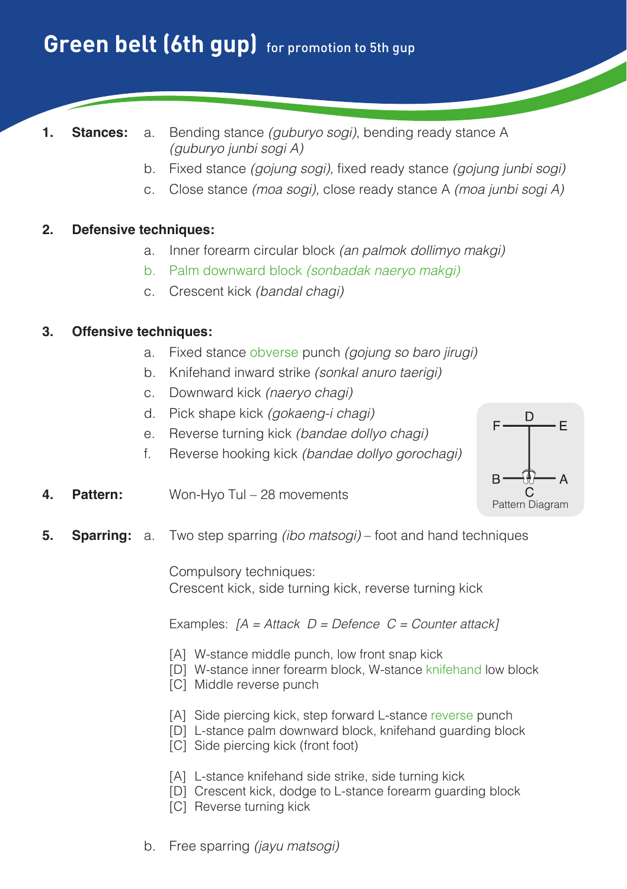# Green belt (6th gup) for promotion to 5th gup

1. **Stances:**
   a. Bending stance *(guburyo sogi)*, bending ready stance A *(guburyo junbi sogi A)*
   b. Fixed stance *(gojung sogi),* fixed ready stance *(gojung junbi sogi)*
   c. Close stance *(moa sogi),* close ready stance A *(moa junbi sogi A)*

2. **Defensive techniques:**
   a. Inner forearm circular block *(an palmok dollimyo makgi)*
   b. Palm downward block *(sonbadak naeryo makgi)*
   c. Crescent kick *(bandal chagi)*

3. **Offensive techniques:**
   a. Fixed stance obverse punch *(gojung so baro jirugi)*
   b. Knifehand inward strike *(sonkal anuro taerigi)*
   c. Downward kick *(naeryo chagi)*
   d. Pick shape kick *(gokaeng-i chagi)*
   e. Reverse turning kick *(bandae dollyo chagi)*
   f. Reverse hooking kick *(bandae dollyo gorochagi)*

4. **Pattern:** Won-Hyo Tul – 28 movements

   Pattern Diagram (F–D–E top bar; B–C–A bottom bar)

5. **Sparring:**
   a. Two step sparring *(ibo matsogi)* – foot and hand techniques

   Compulsory techniques:
   Crescent kick, side turning kick, reverse turning kick

   Examples: *[A = Attack D = Defence C = Counter attack]*

   [A] W-stance middle punch, low front snap kick
   [D] W-stance inner forearm block, W-stance knifehand low block
   [C] Middle reverse punch

   [A] Side piercing kick, step forward L-stance reverse punch
   [D] L-stance palm downward block, knifehand guarding block
   [C] Side piercing kick (front foot)

   [A] L-stance knifehand side strike, side turning kick
   [D] Crescent kick, dodge to L-stance forearm guarding block
   [C] Reverse turning kick

   b. Free sparring *(jayu matsogi)*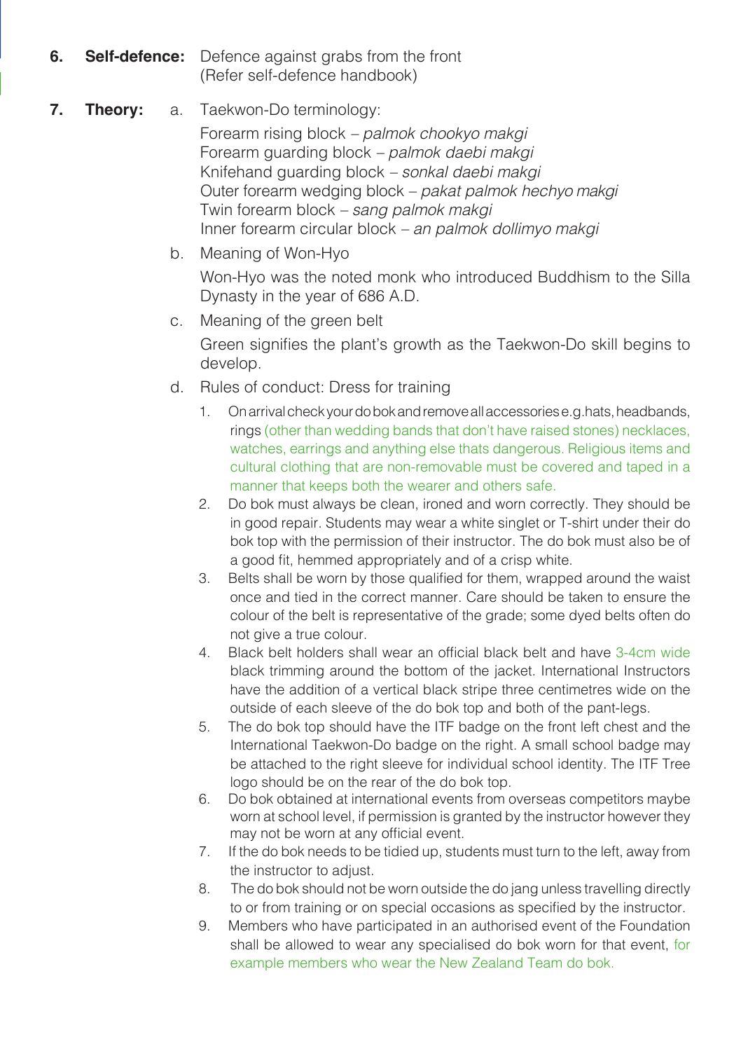**6. Self-defence:** Defence against grabs from the front
(Refer self-defence handbook)

**7. Theory:**

a. Taekwon-Do terminology:

Forearm rising block – *palmok chookyo makgi*
Forearm guarding block – *palmok daebi makgi*
Knifehand guarding block – *sonkal daebi makgi*
Outer forearm wedging block – *pakat palmok hechyo makgi*
Twin forearm block – *sang palmok makgi*
Inner forearm circular block – *an palmok dollimyo makgi*

b. Meaning of Won-Hyo

Won-Hyo was the noted monk who introduced Buddhism to the Silla Dynasty in the year of 686 A.D.

c. Meaning of the green belt

Green signifies the plant's growth as the Taekwon-Do skill begins to develop.

d. Rules of conduct: Dress for training

1. On arrival check your do bok and remove all accessories e.g. hats, headbands, rings (other than wedding bands that don't have raised stones) necklaces, watches, earrings and anything else thats dangerous. Religious items and cultural clothing that are non-removable must be covered and taped in a manner that keeps both the wearer and others safe.
2. Do bok must always be clean, ironed and worn correctly. They should be in good repair. Students may wear a white singlet or T-shirt under their do bok top with the permission of their instructor. The do bok must also be of a good fit, hemmed appropriately and of a crisp white.
3. Belts shall be worn by those qualified for them, wrapped around the waist once and tied in the correct manner. Care should be taken to ensure the colour of the belt is representative of the grade; some dyed belts often do not give a true colour.
4. Black belt holders shall wear an official black belt and have 3-4cm wide black trimming around the bottom of the jacket. International Instructors have the addition of a vertical black stripe three centimetres wide on the outside of each sleeve of the do bok top and both of the pant-legs.
5. The do bok top should have the ITF badge on the front left chest and the International Taekwon-Do badge on the right. A small school badge may be attached to the right sleeve for individual school identity. The ITF Tree logo should be on the rear of the do bok top.
6. Do bok obtained at international events from overseas competitors maybe worn at school level, if permission is granted by the instructor however they may not be worn at any official event.
7. If the do bok needs to be tidied up, students must turn to the left, away from the instructor to adjust.
8. The do bok should not be worn outside the do jang unless travelling directly to or from training or on special occasions as specified by the instructor.
9. Members who have participated in an authorised event of the Foundation shall be allowed to wear any specialised do bok worn for that event, for example members who wear the New Zealand Team do bok.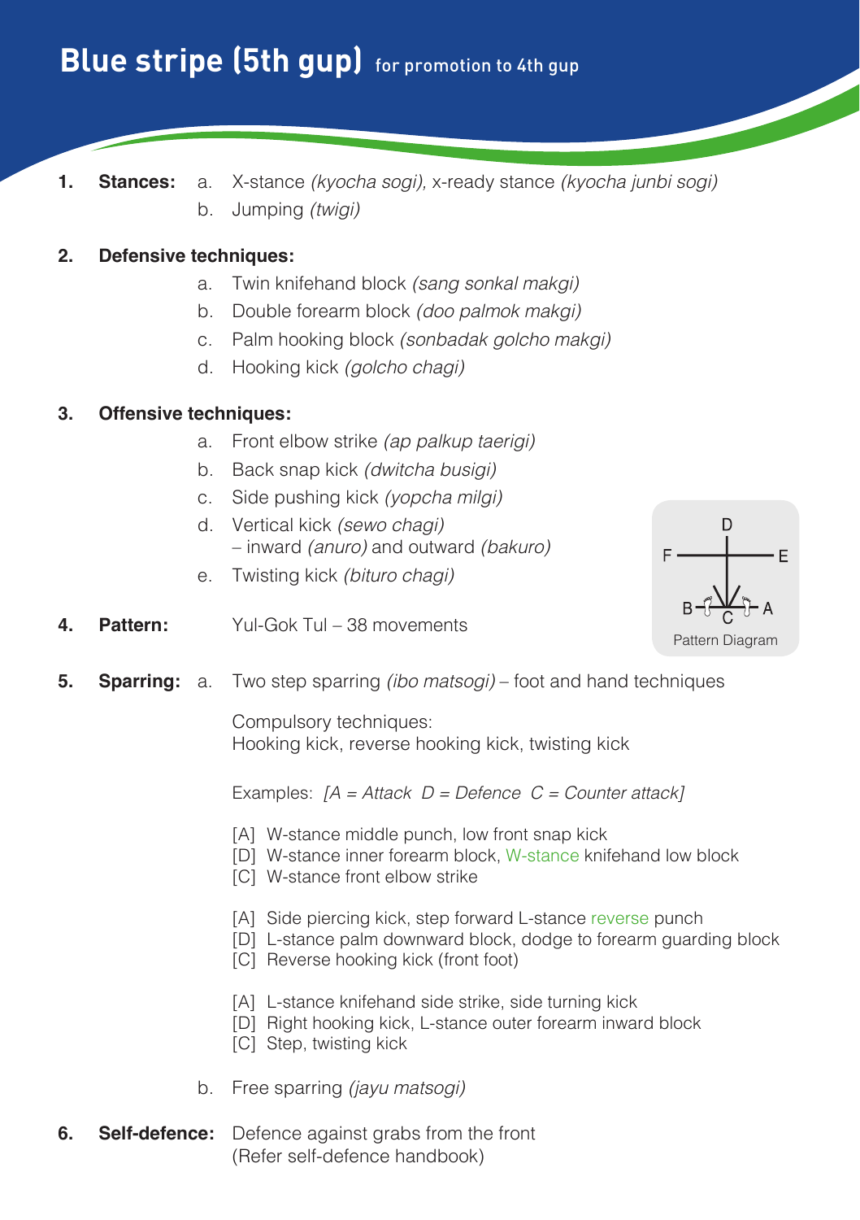# Blue stripe (5th gup) for promotion to 4th gup

**1. Stances:**

a. X-stance *(kyocha sogi),* x-ready stance *(kyocha junbi sogi)*

b. Jumping *(twigi)*

**2. Defensive techniques:**

a. Twin knifehand block *(sang sonkal makgi)*

b. Double forearm block *(doo palmok makgi)*

c. Palm hooking block *(sonbadak golcho makgi)*

d. Hooking kick *(golcho chagi)*

**3. Offensive techniques:**

a. Front elbow strike *(ap palkup taerigi)*

b. Back snap kick *(dwitcha busigi)*

c. Side pushing kick *(yopcha milgi)*

d. Vertical kick *(sewo chagi)*
– inward *(anuro)* and outward *(bakuro)*

e. Twisting kick *(bituro chagi)*

**4. Pattern:** Yul-Gok Tul – 38 movements

Pattern Diagram

**5. Sparring:**

a. Two step sparring *(ibo matsogi)* – foot and hand techniques

Compulsory techniques:
Hooking kick, reverse hooking kick, twisting kick

Examples: *[A = Attack D = Defence C = Counter attack]*

[A] W-stance middle punch, low front snap kick
[D] W-stance inner forearm block, W-stance knifehand low block
[C] W-stance front elbow strike

[A] Side piercing kick, step forward L-stance reverse punch
[D] L-stance palm downward block, dodge to forearm guarding block
[C] Reverse hooking kick (front foot)

[A] L-stance knifehand side strike, side turning kick
[D] Right hooking kick, L-stance outer forearm inward block
[C] Step, twisting kick

b. Free sparring *(jayu matsogi)*

**6. Self-defence:** Defence against grabs from the front
(Refer self-defence handbook)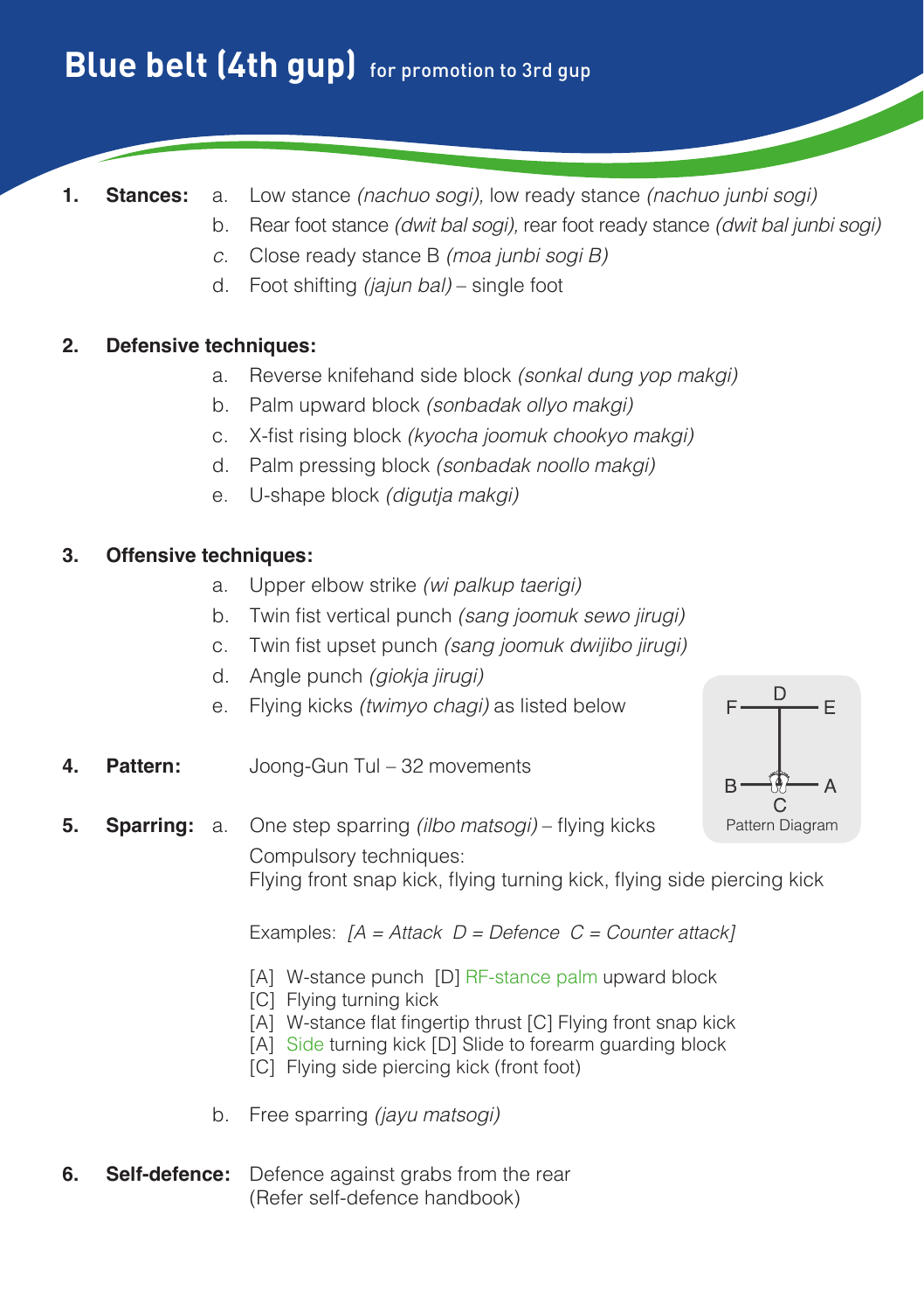# Blue belt (4th gup) for promotion to 3rd gup

1. **Stances:**
   a. Low stance *(nachuo sogi),* low ready stance *(nachuo junbi sogi)*
   b. Rear foot stance *(dwit bal sogi),* rear foot ready stance *(dwit bal junbi sogi)*
   c. Close ready stance B *(moa junbi sogi B)*
   d. Foot shifting *(jajun bal)* – single foot

2. **Defensive techniques:**
   a. Reverse knifehand side block *(sonkal dung yop makgi)*
   b. Palm upward block *(sonbadak ollyo makgi)*
   c. X-fist rising block *(kyocha joomuk chookyo makgi)*
   d. Palm pressing block *(sonbadak noollo makgi)*
   e. U-shape block *(digutja makgi)*

3. **Offensive techniques:**
   a. Upper elbow strike *(wi palkup taerigi)*
   b. Twin fist vertical punch *(sang joomuk sewo jirugi)*
   c. Twin fist upset punch *(sang joomuk dwijibo jirugi)*
   d. Angle punch *(giokja jirugi)*
   e. Flying kicks *(twimyo chagi)* as listed below

4. **Pattern:** Joong-Gun Tul – 32 movements

D
F E
B A
C
Pattern Diagram

5. **Sparring:**
   a. One step sparring *(ilbo matsogi)* – flying kicks
      Compulsory techniques:
      Flying front snap kick, flying turning kick, flying side piercing kick

      Examples: *[A = Attack D = Defence C = Counter attack]*

      [A] W-stance punch [D] RF-stance palm upward block
      [C] Flying turning kick
      [A] W-stance flat fingertip thrust [C] Flying front snap kick
      [A] Side turning kick [D] Slide to forearm guarding block
      [C] Flying side piercing kick (front foot)

   b. Free sparring *(jayu matsogi)*

6. **Self-defence:** Defence against grabs from the rear
   (Refer self-defence handbook)